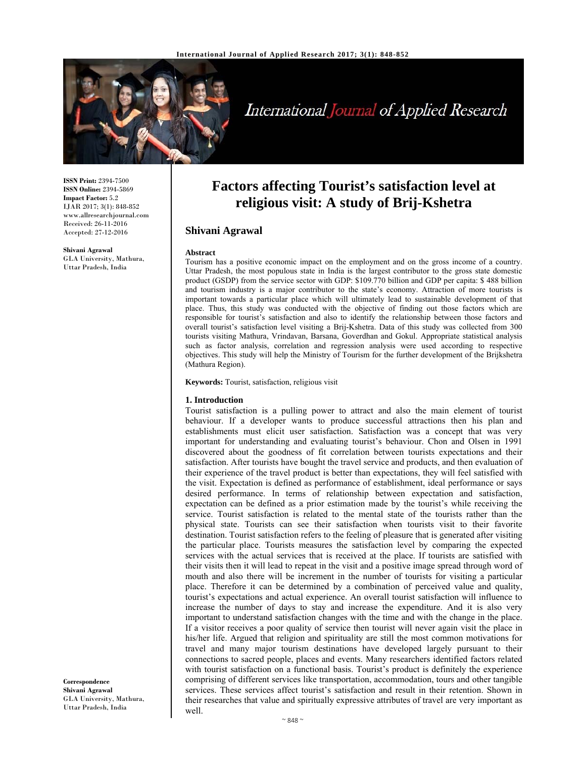**ISSN Print:** 2394-7500
**ISSN Online:** 2394-5869
**Impact Factor:** 5.2
IJAR 2017; 3(1): 848-852
www.allresearchjournal.com
Received: 26-11-2016
Accepted: 27-12-2016

**Shivani Agrawal**
GLA University, Mathura, Uttar Pradesh, India

**Correspondence**
**Shivani Agrawal**
GLA University, Mathura, Uttar Pradesh, India

# Factors affecting Tourist's satisfaction level at religious visit: A study of Brij-Kshetra

**Shivani Agrawal**

**Abstract**

Tourism has a positive economic impact on the employment and on the gross income of a country. Uttar Pradesh, the most populous state in India is the largest contributor to the gross state domestic product (GSDP) from the service sector with GDP: $109.770 billion and GDP per capita: $ 488 billion and tourism industry is a major contributor to the state's economy. Attraction of more tourists is important towards a particular place which will ultimately lead to sustainable development of that place. Thus, this study was conducted with the objective of finding out those factors which are responsible for tourist's satisfaction and also to identify the relationship between those factors and overall tourist's satisfaction level visiting a Brij-Kshetra. Data of this study was collected from 300 tourists visiting Mathura, Vrindavan, Barsana, Goverdhan and Gokul. Appropriate statistical analysis such as factor analysis, correlation and regression analysis were used according to respective objectives. This study will help the Ministry of Tourism for the further development of the Brijkshetra (Mathura Region).

**Keywords:** Tourist, satisfaction, religious visit

## 1. Introduction

Tourist satisfaction is a pulling power to attract and also the main element of tourist behaviour. If a developer wants to produce successful attractions then his plan and establishments must elicit user satisfaction. Satisfaction was a concept that was very important for understanding and evaluating tourist's behaviour. Chon and Olsen in 1991 discovered about the goodness of fit correlation between tourists expectations and their satisfaction. After tourists have bought the travel service and products, and then evaluation of their experience of the travel product is better than expectations, they will feel satisfied with the visit. Expectation is defined as performance of establishment, ideal performance or says desired performance. In terms of relationship between expectation and satisfaction, expectation can be defined as a prior estimation made by the tourist's while receiving the service. Tourist satisfaction is related to the mental state of the tourists rather than the physical state. Tourists can see their satisfaction when tourists visit to their favorite destination. Tourist satisfaction refers to the feeling of pleasure that is generated after visiting the particular place. Tourists measures the satisfaction level by comparing the expected services with the actual services that is received at the place. If tourists are satisfied with their visits then it will lead to repeat in the visit and a positive image spread through word of mouth and also there will be increment in the number of tourists for visiting a particular place. Therefore it can be determined by a combination of perceived value and quality, tourist's expectations and actual experience. An overall tourist satisfaction will influence to increase the number of days to stay and increase the expenditure. And it is also very important to understand satisfaction changes with the time and with the change in the place. If a visitor receives a poor quality of service then tourist will never again visit the place in his/her life. Argued that religion and spirituality are still the most common motivations for travel and many major tourism destinations have developed largely pursuant to their connections to sacred people, places and events. Many researchers identified factors related with tourist satisfaction on a functional basis. Tourist's product is definitely the experience comprising of different services like transportation, accommodation, tours and other tangible services. These services affect tourist's satisfaction and result in their retention. Shown in their researches that value and spiritually expressive attributes of travel are very important as well.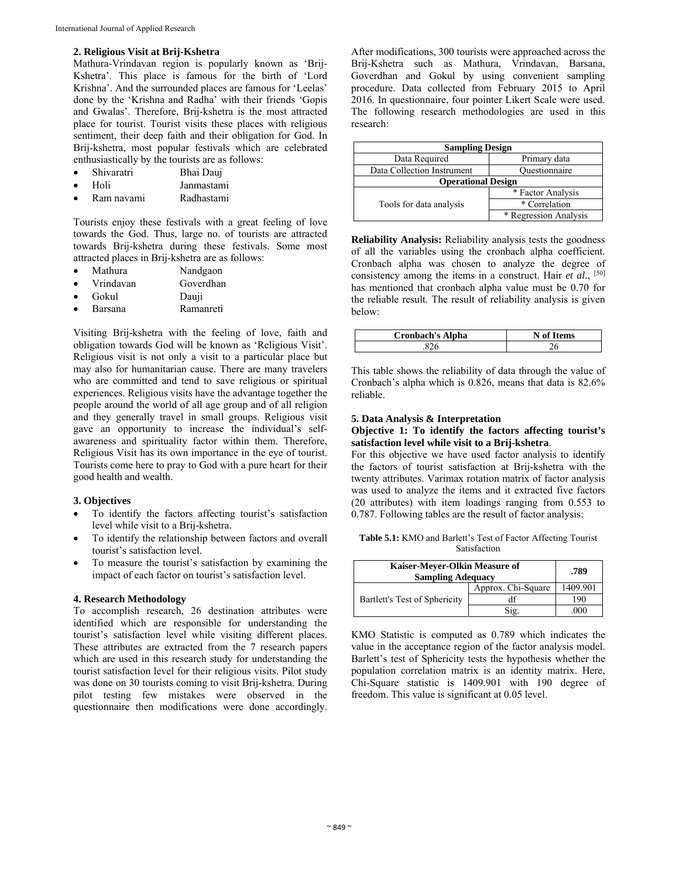## 2. Religious Visit at Brij-Kshetra

Mathura-Vrindavan region is popularly known as 'Brij-Kshetra'. This place is famous for the birth of 'Lord Krishna'. And the surrounded places are famous for 'Leelas' done by the 'Krishna and Radha' with their friends 'Gopis and Gwalas'. Therefore, Brij-kshetra is the most attracted place for tourist. Tourist visits these places with religious sentiment, their deep faith and their obligation for God. In Brij-kshetra, most popular festivals which are celebrated enthusiastically by the tourists are as follows:

- Shivaratri Bhai Dauj
- Holi Janmastami
- Ram navami Radhastami

Tourists enjoy these festivals with a great feeling of love towards the God. Thus, large no. of tourists are attracted towards Brij-kshetra during these festivals. Some most attracted places in Brij-kshetra are as follows:

- Mathura Nandgaon
- Vrindavan Goverdhan
- Gokul Dauji
- Barsana Ramanreti

Visiting Brij-kshetra with the feeling of love, faith and obligation towards God will be known as 'Religious Visit'. Religious visit is not only a visit to a particular place but may also for humanitarian cause. There are many travelers who are committed and tend to save religious or spiritual experiences. Religious visits have the advantage together the people around the world of all age group and of all religion and they generally travel in small groups. Religious visit gave an opportunity to increase the individual's self-awareness and spirituality factor within them. Therefore, Religious Visit has its own importance in the eye of tourist. Tourists come here to pray to God with a pure heart for their good health and wealth.

## 3. Objectives

- To identify the factors affecting tourist's satisfaction level while visit to a Brij-kshetra.
- To identify the relationship between factors and overall tourist's satisfaction level.
- To measure the tourist's satisfaction by examining the impact of each factor on tourist's satisfaction level.

## 4. Research Methodology

To accomplish research, 26 destination attributes were identified which are responsible for understanding the tourist's satisfaction level while visiting different places. These attributes are extracted from the 7 research papers which are used in this research study for understanding the tourist satisfaction level for their religious visits. Pilot study was done on 30 tourists coming to visit Brij-kshetra. During pilot testing few mistakes were observed in the questionnaire then modifications were done accordingly. After modifications, 300 tourists were approached across the Brij-Kshetra such as Mathura, Vrindavan, Barsana, Goverdhan and Gokul by using convenient sampling procedure. Data collected from February 2015 to April 2016. In questionnaire, four pointer Likert Scale were used. The following research methodologies are used in this research:

| Sampling Design | |
|---|---|
| Data Required | Primary data |
| Data Collection Instrument | Questionnaire |
| **Operational Design** | |
| Tools for data analysis | * Factor Analysis |
| | * Correlation |
| | * Regression Analysis |

**Reliability Analysis:** Reliability analysis tests the goodness of all the variables using the cronbach alpha coefficient. Cronbach alpha was chosen to analyze the degree of consistency among the items in a construct. Hair *et al*., [50] has mentioned that cronbach alpha value must be 0.70 for the reliable result. The result of reliability analysis is given below:

| Cronbach's Alpha | N of Items |
|---|---|
| .826 | 26 |

This table shows the reliability of data through the value of Cronbach's alpha which is 0.826, means that data is 82.6% reliable.

## 5. Data Analysis & Interpretation

**Objective 1: To identify the factors affecting tourist's satisfaction level while visit to a Brij-kshetra**.

For this objective we have used factor analysis to identify the factors of tourist satisfaction at Brij-kshetra with the twenty attributes. Varimax rotation matrix of factor analysis was used to analyze the items and it extracted five factors (20 attributes) with item loadings ranging from 0.553 to 0.787. Following tables are the result of factor analysis:

**Table 5.1:** KMO and Barlett's Test of Factor Affecting Tourist Satisfaction

| Kaiser-Meyer-Olkin Measure of Sampling Adequacy | | .789 |
|---|---|---|
| Bartlett's Test of Sphericity | Approx. Chi-Square | 1409.901 |
| | df | 190 |
| | Sig. | .000 |

KMO Statistic is computed as 0.789 which indicates the value in the acceptance region of the factor analysis model. Barlett's test of Sphericity tests the hypothesis whether the population correlation matrix is an identity matrix. Here, Chi-Square statistic is 1409.901 with 190 degree of freedom. This value is significant at 0.05 level.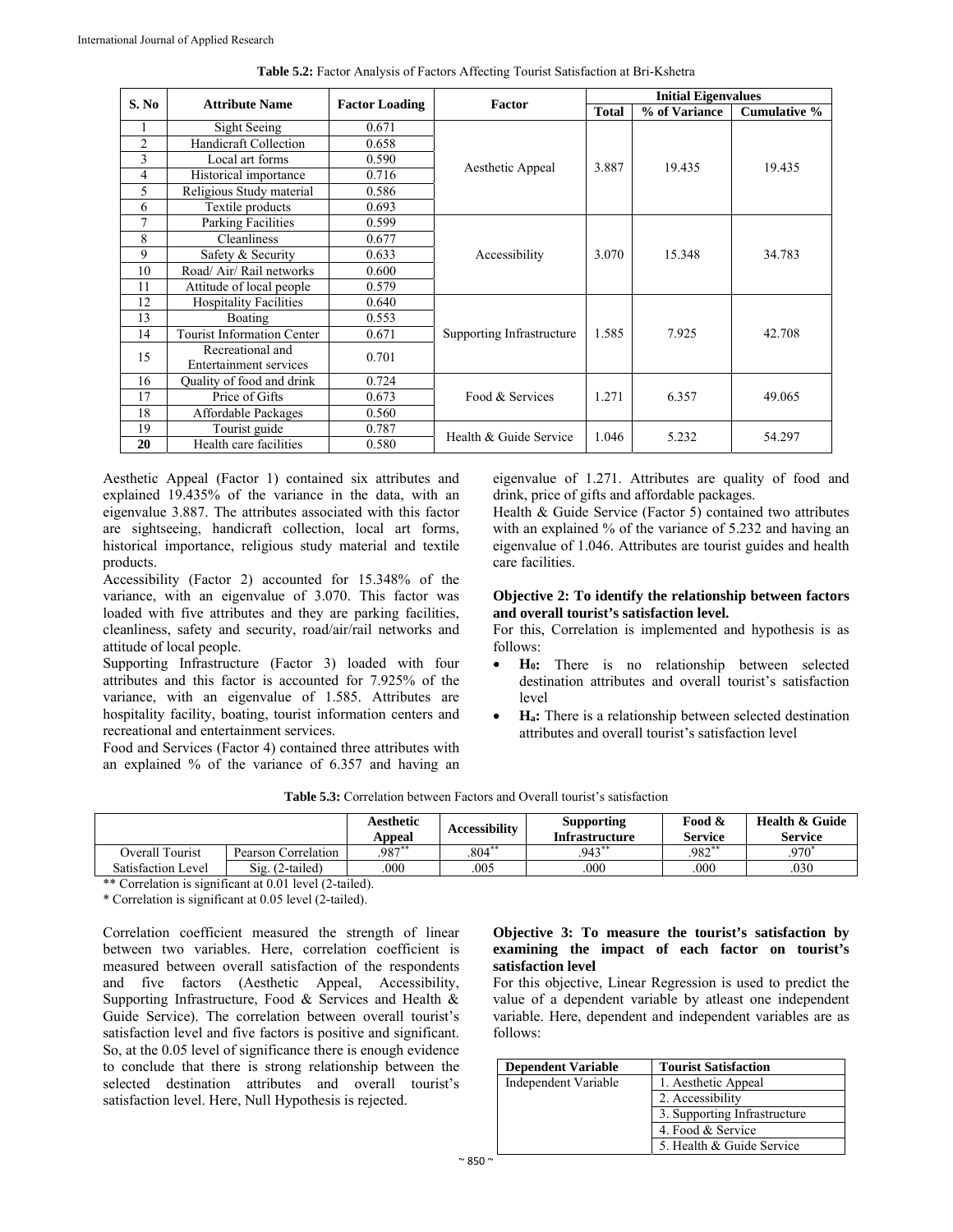**Table 5.2:** Factor Analysis of Factors Affecting Tourist Satisfaction at Bri-Kshetra

| S. No | Attribute Name | Factor Loading | Factor | Initial Eigenvalues | | |
|---|---|---|---|---|---|---|
| | | | | Total | % of Variance | Cumulative % |
| 1 | Sight Seeing | 0.671 | Aesthetic Appeal | 3.887 | 19.435 | 19.435 |
| 2 | Handicraft Collection | 0.658 | | | | |
| 3 | Local art forms | 0.590 | | | | |
| 4 | Historical importance | 0.716 | | | | |
| 5 | Religious Study material | 0.586 | | | | |
| 6 | Textile products | 0.693 | | | | |
| 7 | Parking Facilities | 0.599 | Accessibility | 3.070 | 15.348 | 34.783 |
| 8 | Cleanliness | 0.677 | | | | |
| 9 | Safety & Security | 0.633 | | | | |
| 10 | Road/ Air/ Rail networks | 0.600 | | | | |
| 11 | Attitude of local people | 0.579 | | | | |
| 12 | Hospitality Facilities | 0.640 | Supporting Infrastructure | 1.585 | 7.925 | 42.708 |
| 13 | Boating | 0.553 | | | | |
| 14 | Tourist Information Center | 0.671 | | | | |
| 15 | Recreational and Entertainment services | 0.701 | | | | |
| 16 | Quality of food and drink | 0.724 | Food & Services | 1.271 | 6.357 | 49.065 |
| 17 | Price of Gifts | 0.673 | | | | |
| 18 | Affordable Packages | 0.560 | | | | |
| 19 | Tourist guide | 0.787 | Health & Guide Service | 1.046 | 5.232 | 54.297 |
| **20** | Health care facilities | 0.580 | | | | |

Aesthetic Appeal (Factor 1) contained six attributes and explained 19.435% of the variance in the data, with an eigenvalue 3.887. The attributes associated with this factor are sightseeing, handicraft collection, local art forms, historical importance, religious study material and textile products.

Accessibility (Factor 2) accounted for 15.348% of the variance, with an eigenvalue of 3.070. This factor was loaded with five attributes and they are parking facilities, cleanliness, safety and security, road/air/rail networks and attitude of local people.

Supporting Infrastructure (Factor 3) loaded with four attributes and this factor is accounted for 7.925% of the variance, with an eigenvalue of 1.585. Attributes are hospitality facility, boating, tourist information centers and recreational and entertainment services.

Food and Services (Factor 4) contained three attributes with an explained % of the variance of 6.357 and having an eigenvalue of 1.271. Attributes are quality of food and drink, price of gifts and affordable packages.

Health & Guide Service (Factor 5) contained two attributes with an explained % of the variance of 5.232 and having an eigenvalue of 1.046. Attributes are tourist guides and health care facilities.

**Objective 2: To identify the relationship between factors and overall tourist's satisfaction level.**

For this, Correlation is implemented and hypothesis is as follows:

- **$H_0$:** There is no relationship between selected destination attributes and overall tourist's satisfaction level
- **$H_a$:** There is a relationship between selected destination attributes and overall tourist's satisfaction level

**Table 5.3:** Correlation between Factors and Overall tourist's satisfaction

| | | Aesthetic Appeal | Accessibility | Supporting Infrastructure | Food & Service | Health & Guide Service |
|---|---|---|---|---|---|---|
| Overall Tourist Satisfaction Level | Pearson Correlation | .987** | .804** | .943** | .982** | .970* |
| | Sig. (2-tailed) | .000 | .005 | .000 | .000 | .030 |

** Correlation is significant at 0.01 level (2-tailed).

* Correlation is significant at 0.05 level (2-tailed).

Correlation coefficient measured the strength of linear between two variables. Here, correlation coefficient is measured between overall satisfaction of the respondents and five factors (Aesthetic Appeal, Accessibility, Supporting Infrastructure, Food & Services and Health & Guide Service). The correlation between overall tourist's satisfaction level and five factors is positive and significant. So, at the 0.05 level of significance there is enough evidence to conclude that there is strong relationship between the selected destination attributes and overall tourist's satisfaction level. Here, Null Hypothesis is rejected.

**Objective 3: To measure the tourist's satisfaction by examining the impact of each factor on tourist's satisfaction level**

For this objective, Linear Regression is used to predict the value of a dependent variable by atleast one independent variable. Here, dependent and independent variables are as follows:

| Dependent Variable | Tourist Satisfaction |
|---|---|
| Independent Variable | 1. Aesthetic Appeal |
| | 2. Accessibility |
| | 3. Supporting Infrastructure |
| | 4. Food & Service |
| | 5. Health & Guide Service |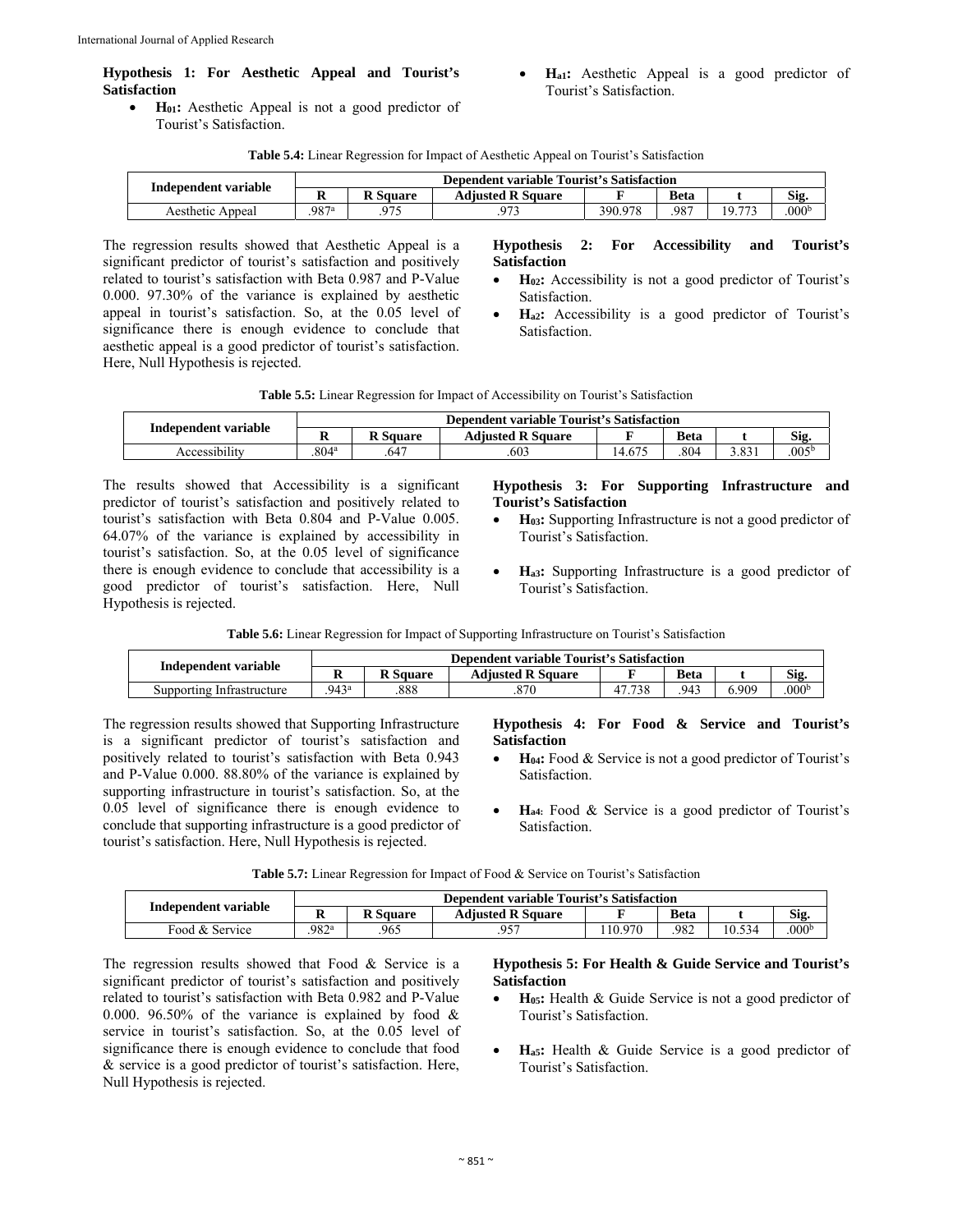**Hypothesis 1: For Aesthetic Appeal and Tourist's Satisfaction**

- $H_{01}$**:** Aesthetic Appeal is not a good predictor of Tourist's Satisfaction.
- $H_{a1}$**:** Aesthetic Appeal is a good predictor of Tourist's Satisfaction.

**Table 5.4:** Linear Regression for Impact of Aesthetic Appeal on Tourist's Satisfaction

| Independent variable | Dependent variable Tourist's Satisfaction | | | | | | |
|---|---|---|---|---|---|---|---|
| | R | R Square | Adjusted R Square | F | Beta | t | Sig. |
| Aesthetic Appeal | .987[a] | .975 | .973 | 390.978 | .987 | 19.773 | .000[b] |

The regression results showed that Aesthetic Appeal is a significant predictor of tourist's satisfaction and positively related to tourist's satisfaction with Beta 0.987 and P-Value 0.000. 97.30% of the variance is explained by aesthetic appeal in tourist's satisfaction. So, at the 0.05 level of significance there is enough evidence to conclude that aesthetic appeal is a good predictor of tourist's satisfaction. Here, Null Hypothesis is rejected.

**Hypothesis 2: For Accessibility and Tourist's Satisfaction**

- $H_{02}$**:** Accessibility is not a good predictor of Tourist's Satisfaction.
- $H_{a2}$**:** Accessibility is a good predictor of Tourist's Satisfaction.

**Table 5.5:** Linear Regression for Impact of Accessibility on Tourist's Satisfaction

| Independent variable | Dependent variable Tourist's Satisfaction | | | | | | |
|---|---|---|---|---|---|---|---|
| | R | R Square | Adjusted R Square | F | Beta | t | Sig. |
| Accessibility | .804[a] | .647 | .603 | 14.675 | .804 | 3.831 | .005[b] |

The results showed that Accessibility is a significant predictor of tourist's satisfaction and positively related to tourist's satisfaction with Beta 0.804 and P-Value 0.005. 64.07% of the variance is explained by accessibility in tourist's satisfaction. So, at the 0.05 level of significance there is enough evidence to conclude that accessibility is a good predictor of tourist's satisfaction. Here, Null Hypothesis is rejected.

**Hypothesis 3: For Supporting Infrastructure and Tourist's Satisfaction**

- $H_{03}$**:** Supporting Infrastructure is not a good predictor of Tourist's Satisfaction.
- $H_{a3}$**:** Supporting Infrastructure is a good predictor of Tourist's Satisfaction.

**Table 5.6:** Linear Regression for Impact of Supporting Infrastructure on Tourist's Satisfaction

| Independent variable | Dependent variable Tourist's Satisfaction | | | | | | |
|---|---|---|---|---|---|---|---|
| | R | R Square | Adjusted R Square | F | Beta | t | Sig. |
| Supporting Infrastructure | .943[a] | .888 | .870 | 47.738 | .943 | 6.909 | .000[b] |

The regression results showed that Supporting Infrastructure is a significant predictor of tourist's satisfaction and positively related to tourist's satisfaction with Beta 0.943 and P-Value 0.000. 88.80% of the variance is explained by supporting infrastructure in tourist's satisfaction. So, at the 0.05 level of significance there is enough evidence to conclude that supporting infrastructure is a good predictor of tourist's satisfaction. Here, Null Hypothesis is rejected.

**Hypothesis 4: For Food & Service and Tourist's Satisfaction**

- $H_{04}$**:** Food & Service is not a good predictor of Tourist's Satisfaction.
- $H_{a4}$: Food & Service is a good predictor of Tourist's Satisfaction.

**Table 5.7:** Linear Regression for Impact of Food & Service on Tourist's Satisfaction

| Independent variable | Dependent variable Tourist's Satisfaction | | | | | | |
|---|---|---|---|---|---|---|---|
| | R | R Square | Adjusted R Square | F | Beta | t | Sig. |
| Food & Service | .982[a] | .965 | .957 | 110.970 | .982 | 10.534 | .000[b] |

The regression results showed that Food & Service is a significant predictor of tourist's satisfaction and positively related to tourist's satisfaction with Beta 0.982 and P-Value 0.000. 96.50% of the variance is explained by food & service in tourist's satisfaction. So, at the 0.05 level of significance there is enough evidence to conclude that food & service is a good predictor of tourist's satisfaction. Here, Null Hypothesis is rejected.

**Hypothesis 5: For Health & Guide Service and Tourist's Satisfaction**

- $H_{05}$**:** Health & Guide Service is not a good predictor of Tourist's Satisfaction.
- $H_{a5}$**:** Health & Guide Service is a good predictor of Tourist's Satisfaction.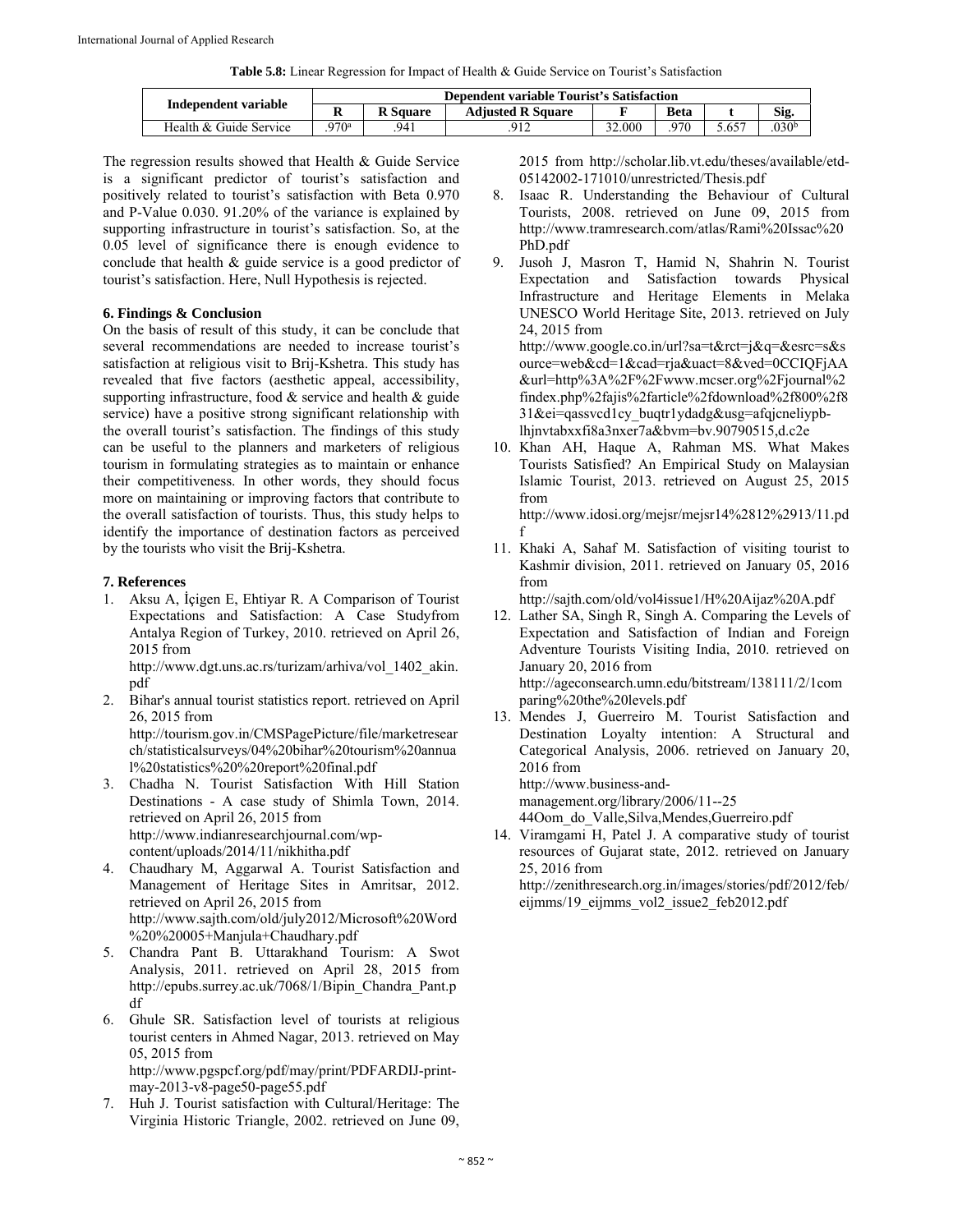**Table 5.8:** Linear Regression for Impact of Health & Guide Service on Tourist's Satisfaction

| Independent variable | Dependent variable Tourist's Satisfaction | | | | | | |
|---|---|---|---|---|---|---|---|
| | R | R Square | Adjusted R Square | F | Beta | t | Sig. |
| Health & Guide Service | .970[a] | .941 | .912 | 32.000 | .970 | 5.657 | .030[b] |

The regression results showed that Health & Guide Service is a significant predictor of tourist's satisfaction and positively related to tourist's satisfaction with Beta 0.970 and P-Value 0.030. 91.20% of the variance is explained by supporting infrastructure in tourist's satisfaction. So, at the 0.05 level of significance there is enough evidence to conclude that health & guide service is a good predictor of tourist's satisfaction. Here, Null Hypothesis is rejected.

## 6. Findings & Conclusion

On the basis of result of this study, it can be conclude that several recommendations are needed to increase tourist's satisfaction at religious visit to Brij-Kshetra. This study has revealed that five factors (aesthetic appeal, accessibility, supporting infrastructure, food & service and health & guide service) have a positive strong significant relationship with the overall tourist's satisfaction. The findings of this study can be useful to the planners and marketers of religious tourism in formulating strategies as to maintain or enhance their competitiveness. In other words, they should focus more on maintaining or improving factors that contribute to the overall satisfaction of tourists. Thus, this study helps to identify the importance of destination factors as perceived by the tourists who visit the Brij-Kshetra.

## 7. References

1. Aksu A, İçigen E, Ehtiyar R. A Comparison of Tourist Expectations and Satisfaction: A Case Studyfrom Antalya Region of Turkey, 2010. retrieved on April 26, 2015 from http://www.dgt.uns.ac.rs/turizam/arhiva/vol_1402_akin.pdf
2. Bihar's annual tourist statistics report. retrieved on April 26, 2015 from http://tourism.gov.in/CMSPagePicture/file/marketresearch/statisticalsurveys/04%20bihar%20tourism%20annual%20statistics%20%20report%20final.pdf
3. Chadha N. Tourist Satisfaction With Hill Station Destinations - A case study of Shimla Town, 2014. retrieved on April 26, 2015 from http://www.indianresearchjournal.com/wp-content/uploads/2014/11/nikhitha.pdf
4. Chaudhary M, Aggarwal A. Tourist Satisfaction and Management of Heritage Sites in Amritsar, 2012. retrieved on April 26, 2015 from http://www.sajth.com/old/july2012/Microsoft%20Word%20%20005+Manjula+Chaudhary.pdf
5. Chandra Pant B. Uttarakhand Tourism: A Swot Analysis, 2011. retrieved on April 28, 2015 from http://epubs.surrey.ac.uk/7068/1/Bipin_Chandra_Pant.pdf
6. Ghule SR. Satisfaction level of tourists at religious tourist centers in Ahmed Nagar, 2013. retrieved on May 05, 2015 from http://www.pgspcf.org/pdf/may/print/PDFARDIJ-print-may-2013-v8-page50-page55.pdf
7. Huh J. Tourist satisfaction with Cultural/Heritage: The Virginia Historic Triangle, 2002. retrieved on June 09, 2015 from http://scholar.lib.vt.edu/theses/available/etd-05142002-171010/unrestricted/Thesis.pdf
8. Isaac R. Understanding the Behaviour of Cultural Tourists, 2008. retrieved on June 09, 2015 from http://www.tramresearch.com/atlas/Rami%20Issac%20PhD.pdf
9. Jusoh J, Masron T, Hamid N, Shahrin N. Tourist Expectation and Satisfaction towards Physical Infrastructure and Heritage Elements in Melaka UNESCO World Heritage Site, 2013. retrieved on July 24, 2015 from http://www.google.co.in/url?sa=t&rct=j&q=&esrc=s&source=web&cd=1&cad=rja&uact=8&ved=0CCIQFjAA&url=http%3A%2F%2Fwww.mcser.org%2Fjournal%2findex.php%2fajis%2farticle%2fdownload%2f800%2f831&ei=qassvcd1cy_buqtr1ydadg&usg=afqjcneliypb-lhjnvtabxxfi8a3nxer7a&bvm=bv.90790515,d.c2e
10. Khan AH, Haque A, Rahman MS. What Makes Tourists Satisfied? An Empirical Study on Malaysian Islamic Tourist, 2013. retrieved on August 25, 2015 from http://www.idosi.org/mejsr/mejsr14%2812%2913/11.pdf
11. Khaki A, Sahaf M. Satisfaction of visiting tourist to Kashmir division, 2011. retrieved on January 05, 2016 from http://sajth.com/old/vol4issue1/H%20Aijaz%20A.pdf
12. Lather SA, Singh R, Singh A. Comparing the Levels of Expectation and Satisfaction of Indian and Foreign Adventure Tourists Visiting India, 2010. retrieved on January 20, 2016 from http://ageconsearch.umn.edu/bitstream/138111/2/1comparing%20the%20levels.pdf
13. Mendes J, Guerreiro M. Tourist Satisfaction and Destination Loyalty intention: A Structural and Categorical Analysis, 2006. retrieved on January 20, 2016 from http://www.business-and-management.org/library/2006/11--25 44Oom_do_Valle,Silva,Mendes,Guerreiro.pdf
14. Viramgami H, Patel J. A comparative study of tourist resources of Gujarat state, 2012. retrieved on January 25, 2016 from http://zenithresearch.org.in/images/stories/pdf/2012/feb/eijmms/19_eijmms_vol2_issue2_feb2012.pdf